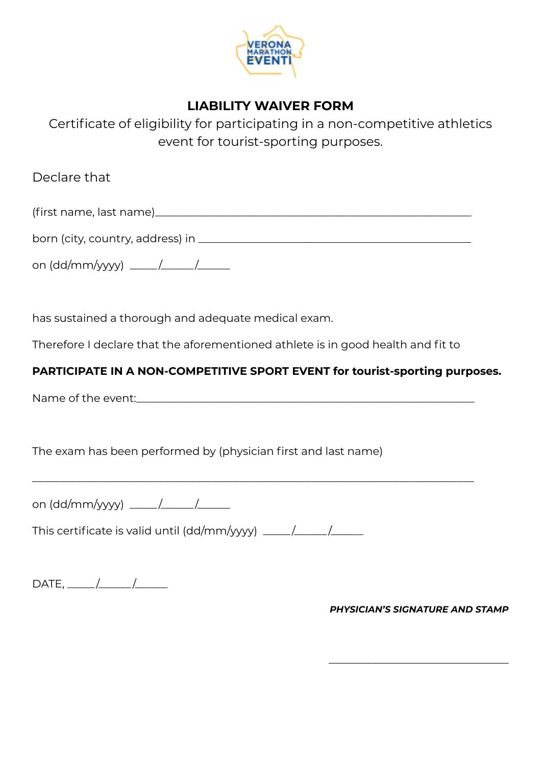VERONA MARATHON EVENTI

# LIABILITY WAIVER FORM

Certificate of eligibility for participating in a non-competitive athletics event for tourist-sporting purposes.

Declare that

(first name, last name)_______________________________________________

born (city, country, address) in _________________________________________

on (dd/mm/yyyy) _____/______/______

has sustained a thorough and adequate medical exam.

Therefore I declare that the aforementioned athlete is in good health and fit to

**PARTICIPATE IN A NON-COMPETITIVE SPORT EVENT for tourist-sporting purposes.**

Name of the event:_____________________________________________________

The exam has been performed by (physician first and last name)

______________________________________________________________________

on (dd/mm/yyyy) _____/______/______

This certificate is valid until (dd/mm/yyyy) _____/______/______

DATE, _____/______/______

***PHYSICIAN'S SIGNATURE AND STAMP***

_______________________________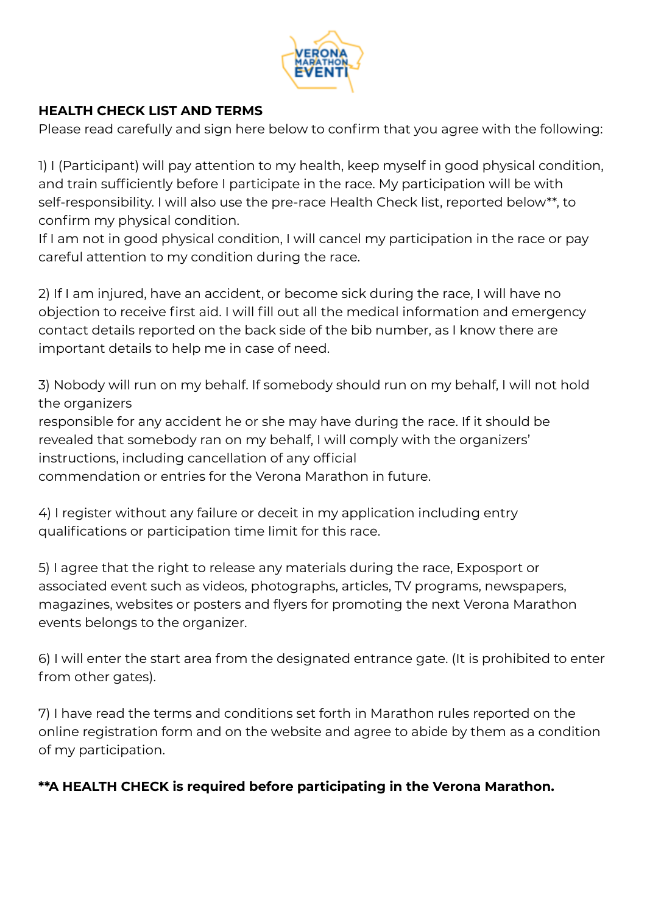**HEALTH CHECK LIST AND TERMS**

Please read carefully and sign here below to confirm that you agree with the following:

1) I (Participant) will pay attention to my health, keep myself in good physical condition, and train sufficiently before I participate in the race. My participation will be with self-responsibility. I will also use the pre-race Health Check list, reported below**, to confirm my physical condition.
If I am not in good physical condition, I will cancel my participation in the race or pay careful attention to my condition during the race.

2) If I am injured, have an accident, or become sick during the race, I will have no objection to receive first aid. I will fill out all the medical information and emergency contact details reported on the back side of the bib number, as I know there are important details to help me in case of need.

3) Nobody will run on my behalf. If somebody should run on my behalf, I will not hold the organizers responsible for any accident he or she may have during the race. If it should be revealed that somebody ran on my behalf, I will comply with the organizers' instructions, including cancellation of any official commendation or entries for the Verona Marathon in future.

4) I register without any failure or deceit in my application including entry qualifications or participation time limit for this race.

5) I agree that the right to release any materials during the race, Exposport or associated event such as videos, photographs, articles, TV programs, newspapers, magazines, websites or posters and flyers for promoting the next Verona Marathon events belongs to the organizer.

6) I will enter the start area from the designated entrance gate. (It is prohibited to enter from other gates).

7) I have read the terms and conditions set forth in Marathon rules reported on the online registration form and on the website and agree to abide by them as a condition of my participation.

****A HEALTH CHECK is required before participating in the Verona Marathon.**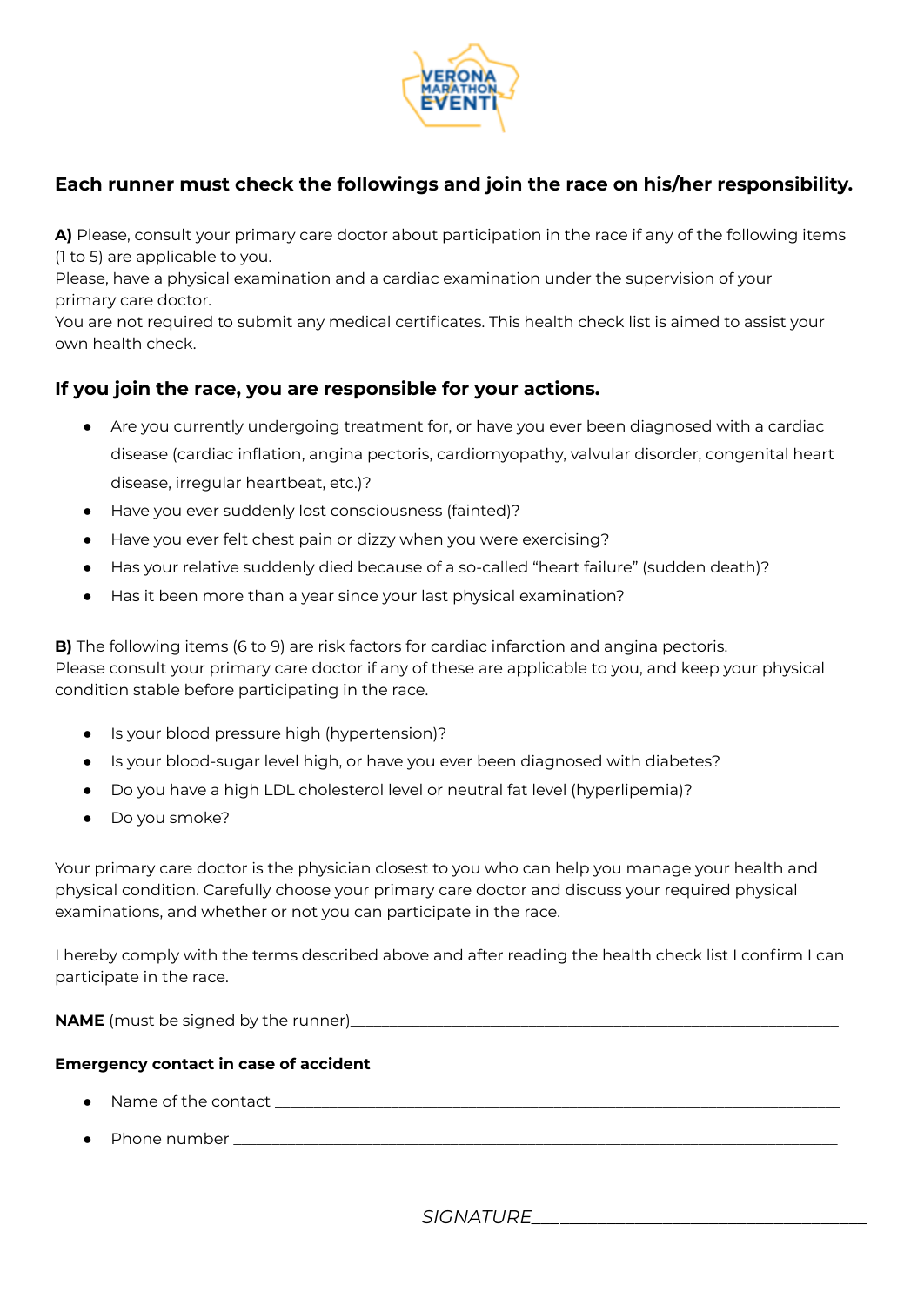## Each runner must check the followings and join the race on his/her responsibility.

**A)** Please, consult your primary care doctor about participation in the race if any of the following items (1 to 5) are applicable to you.
Please, have a physical examination and a cardiac examination under the supervision of your primary care doctor.
You are not required to submit any medical certificates. This health check list is aimed to assist your own health check.

### If you join the race, you are responsible for your actions.

- Are you currently undergoing treatment for, or have you ever been diagnosed with a cardiac disease (cardiac inflation, angina pectoris, cardiomyopathy, valvular disorder, congenital heart disease, irregular heartbeat, etc.)?
- Have you ever suddenly lost consciousness (fainted)?
- Have you ever felt chest pain or dizzy when you were exercising?
- Has your relative suddenly died because of a so-called "heart failure" (sudden death)?
- Has it been more than a year since your last physical examination?

**B)** The following items (6 to 9) are risk factors for cardiac infarction and angina pectoris.
Please consult your primary care doctor if any of these are applicable to you, and keep your physical condition stable before participating in the race.

- Is your blood pressure high (hypertension)?
- Is your blood-sugar level high, or have you ever been diagnosed with diabetes?
- Do you have a high LDL cholesterol level or neutral fat level (hyperlipemia)?
- Do you smoke?

Your primary care doctor is the physician closest to you who can help you manage your health and physical condition. Carefully choose your primary care doctor and discuss your required physical examinations, and whether or not you can participate in the race.

I hereby comply with the terms described above and after reading the health check list I confirm I can participate in the race.

**NAME** (must be signed by the runner)________________________________________________

**Emergency contact in case of accident**

- Name of the contact ________________________________________________
- Phone number ________________________________________________

*SIGNATURE*________________________________